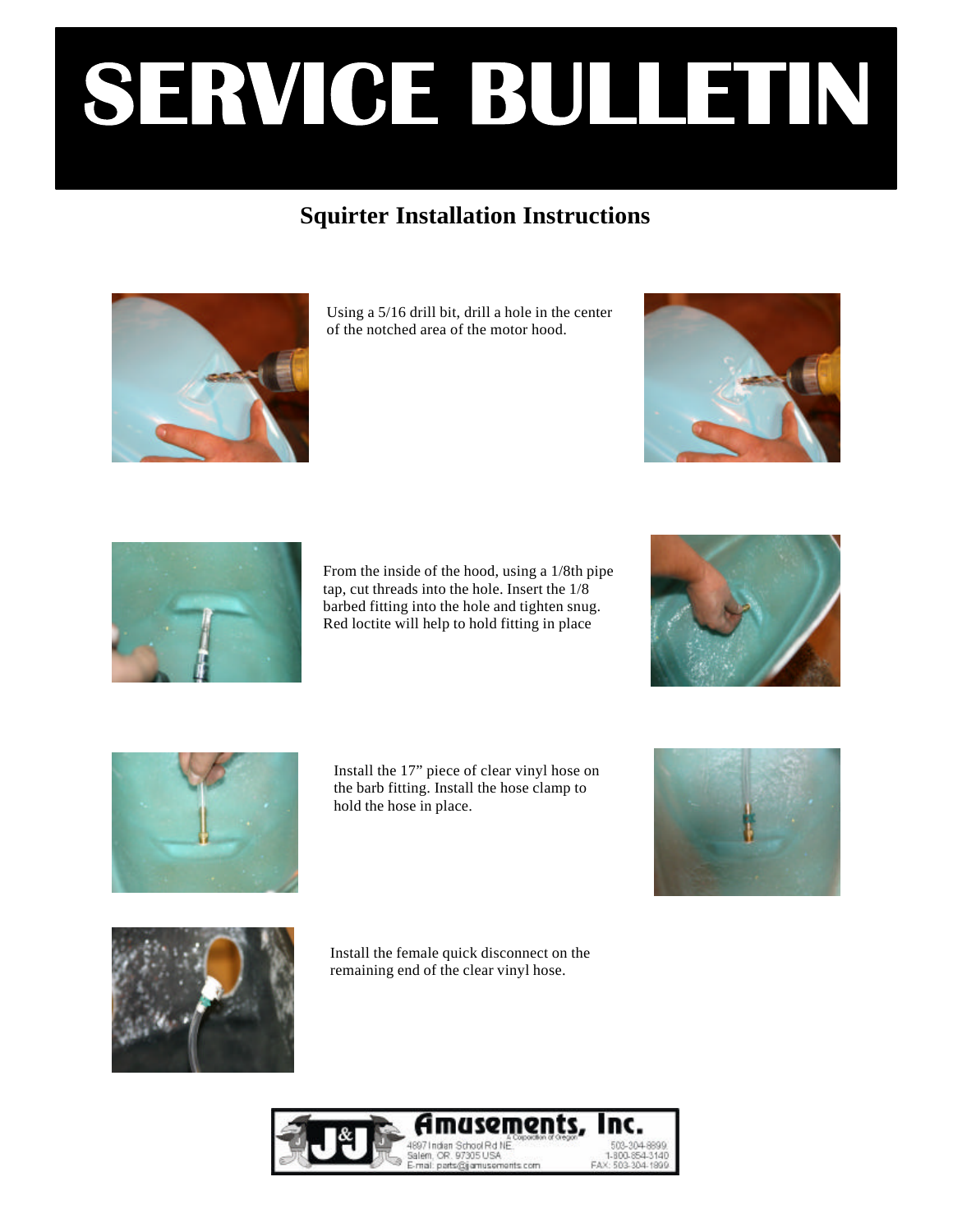# SERVICE BULLETIN

## Squirter Installation Instructions

Using a 5/16 drill bit, drill a hole in the center of the notched area of the motor hood.

From the inside of the hood, using a 1/8th pipe tap, cut threads into the hole. Insert the 1/8 barbed fitting into the hole and tighten snug. Red loctite will help to hold fitting in place

Install the 17" piece of clear vinyl hose on the barb fitting. Install the hose clamp to hold the hose in place.

Install the female quick disconnect on the remaining end of the clear vinyl hose.

J&J Amusements, Inc.
A Corporation of Oregon
4897 Indian School Rd NE
Salem, OR 97305 USA
E-mail: parts@jjamusements.com
503-304-8899
1-800-854-3140
FAX: 503-304-1899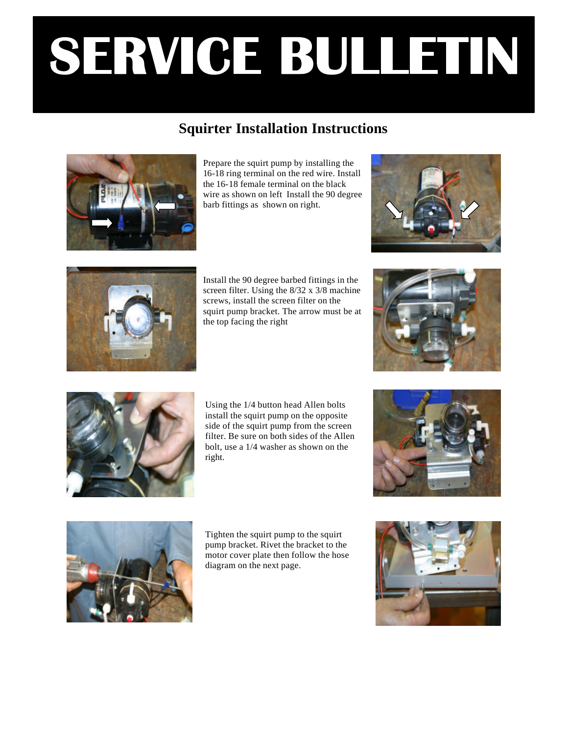# SERVICE BULLETIN

## Squirter Installation Instructions

Prepare the squirt pump by installing the 16-18 ring terminal on the red wire. Install the 16-18 female terminal on the black wire as shown on left Install the 90 degree barb fittings as shown on right.

Install the 90 degree barbed fittings in the screen filter. Using the 8/32 x 3/8 machine screws, install the screen filter on the squirt pump bracket. The arrow must be at the top facing the right

Using the 1/4 button head Allen bolts install the squirt pump on the opposite side of the squirt pump from the screen filter. Be sure on both sides of the Allen bolt, use a 1/4 washer as shown on the right.

Tighten the squirt pump to the squirt pump bracket. Rivet the bracket to the motor cover plate then follow the hose diagram on the next page.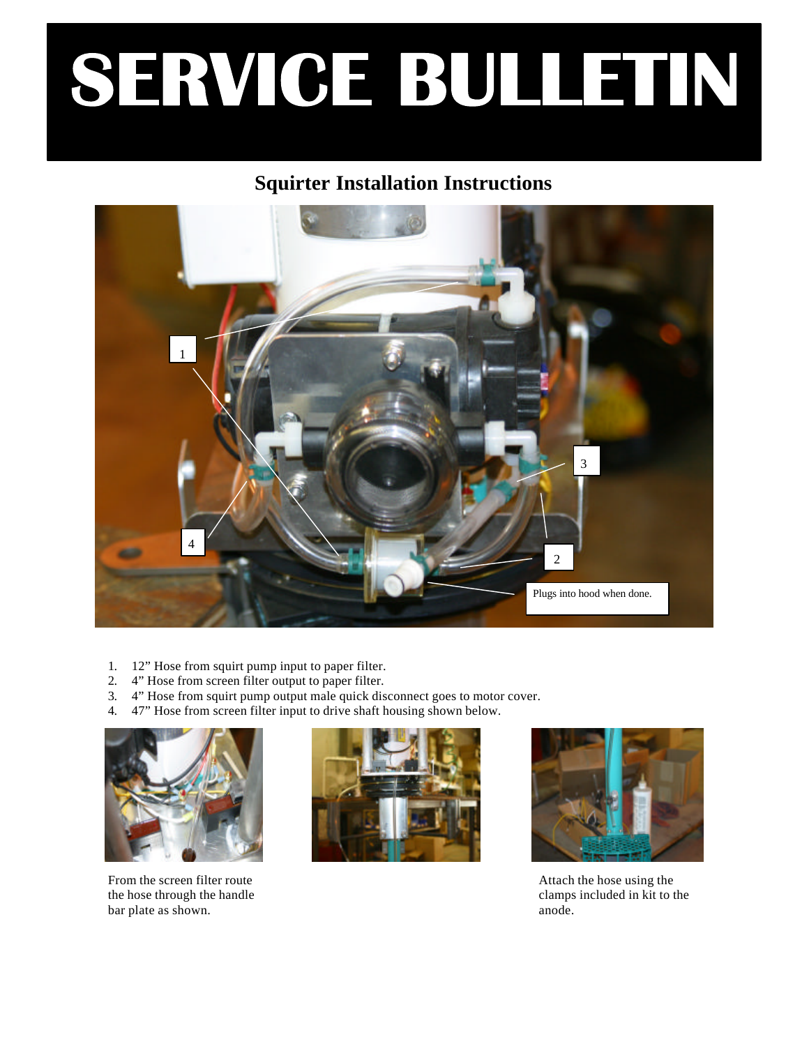# SERVICE BULLETIN

## Squirter Installation Instructions

1. 12" Hose from squirt pump input to paper filter.
2. 4" Hose from screen filter output to paper filter.
3. 4" Hose from squirt pump output male quick disconnect goes to motor cover.
4. 47" Hose from screen filter input to drive shaft housing shown below.

From the screen filter route the hose through the handle bar plate as shown.

Attach the hose using the clamps included in kit to the anode.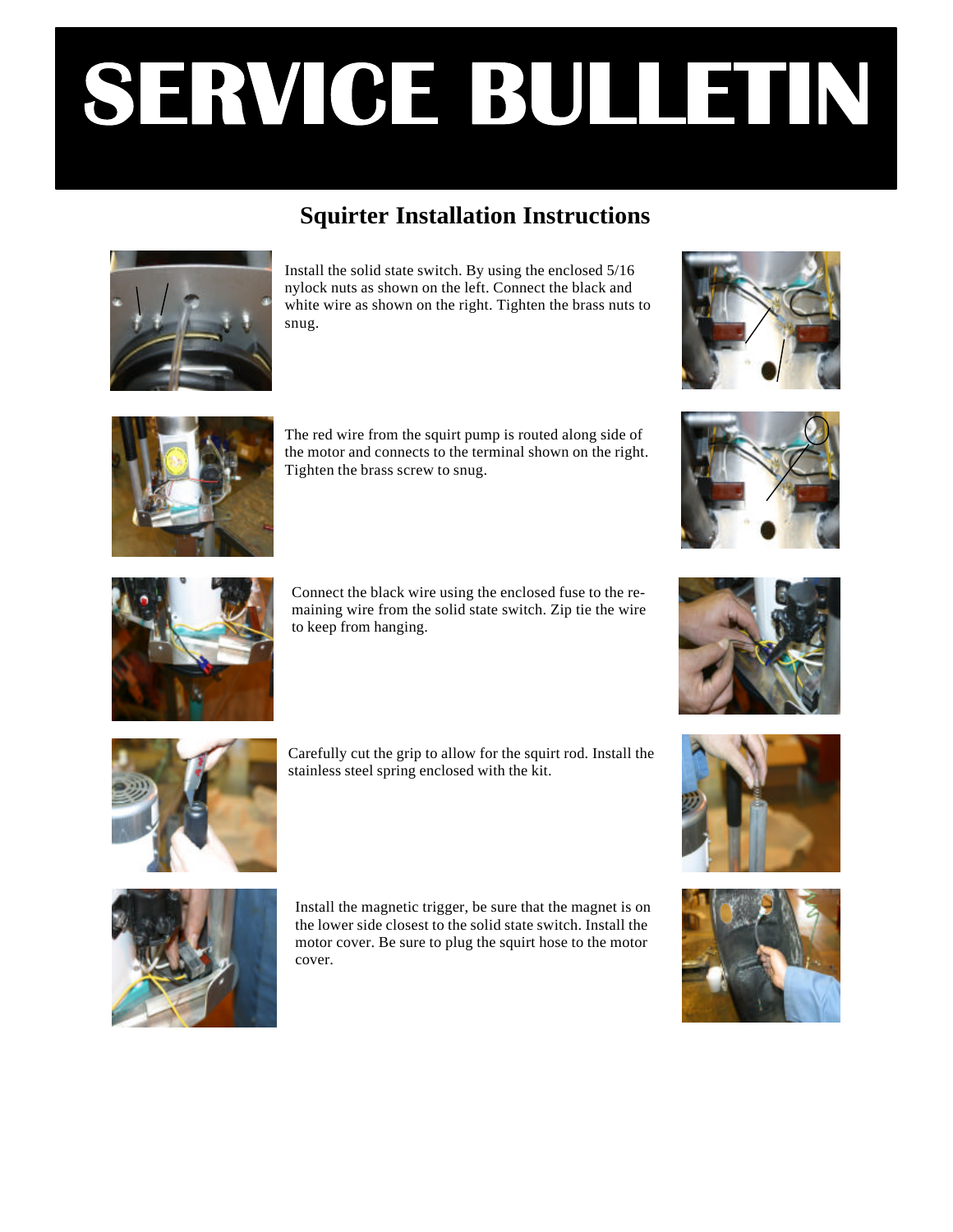# SERVICE BULLETIN

## Squirter Installation Instructions

Install the solid state switch. By using the enclosed 5/16 nylock nuts as shown on the left. Connect the black and white wire as shown on the right. Tighten the brass nuts to snug.

The red wire from the squirt pump is routed along side of the motor and connects to the terminal shown on the right. Tighten the brass screw to snug.

Connect the black wire using the enclosed fuse to the remaining wire from the solid state switch. Zip tie the wire to keep from hanging.

Carefully cut the grip to allow for the squirt rod. Install the stainless steel spring enclosed with the kit.

Install the magnetic trigger, be sure that the magnet is on the lower side closest to the solid state switch. Install the motor cover. Be sure to plug the squirt hose to the motor cover.